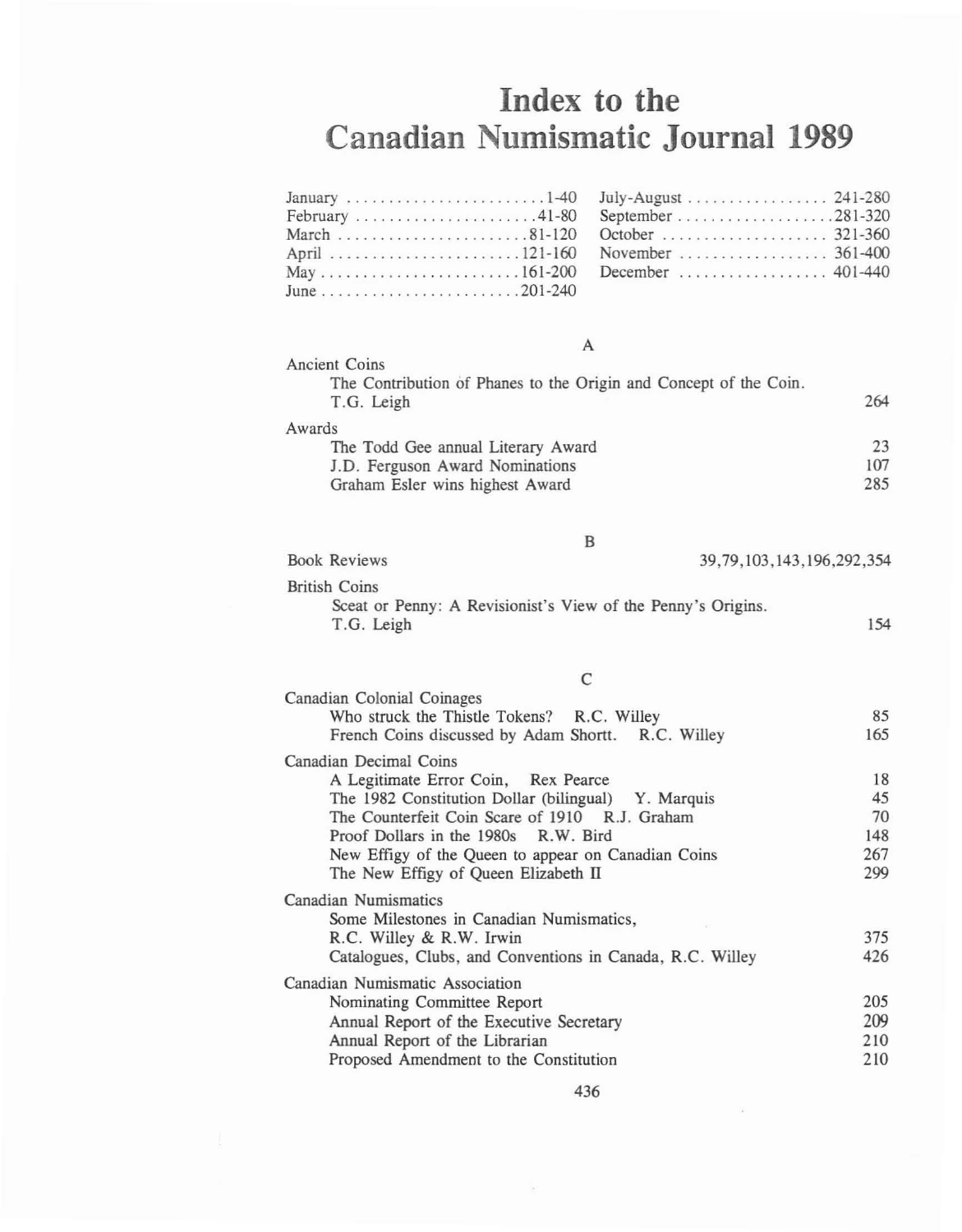# Index to the Canadian Numismatic Journal 1989

| | | | |
|---|---|---|---|
| January | 1-40 | July-August | 241-280 |
| February | 41-80 | September | 281-320 |
| March | 81-120 | October | 321-360 |
| April | 121-160 | November | 361-400 |
| May | 161-200 | December | 401-440 |
| June | 201-240 | | |

## A

**Ancient Coins**

- The Contribution of Phanes to the Origin and Concept of the Coin. T.G. Leigh — 264

**Awards**

- The Todd Gee annual Literary Award — 23
- J.D. Ferguson Award Nominations — 107
- Graham Esler wins highest Award — 285

## B

**Book Reviews** — 39,79,103,143,196,292,354

**British Coins**

- Sceat or Penny: A Revisionist's View of the Penny's Origins. T.G. Leigh — 154

## C

**Canadian Colonial Coinages**

- Who struck the Thistle Tokens? R.C. Willey — 85
- French Coins discussed by Adam Shortt. R.C. Willey — 165

**Canadian Decimal Coins**

- A Legitimate Error Coin, Rex Pearce — 18
- The 1982 Constitution Dollar (bilingual) Y. Marquis — 45
- The Counterfeit Coin Scare of 1910 R.J. Graham — 70
- Proof Dollars in the 1980s R.W. Bird — 148
- New Effigy of the Queen to appear on Canadian Coins — 267
- The New Effigy of Queen Elizabeth II — 299

**Canadian Numismatics**

- Some Milestones in Canadian Numismatics, R.C. Willey & R.W. Irwin — 375
- Catalogues, Clubs, and Conventions in Canada, R.C. Willey — 426

**Canadian Numismatic Association**

- Nominating Committee Report — 205
- Annual Report of the Executive Secretary — 209
- Annual Report of the Librarian — 210
- Proposed Amendment to the Constitution — 210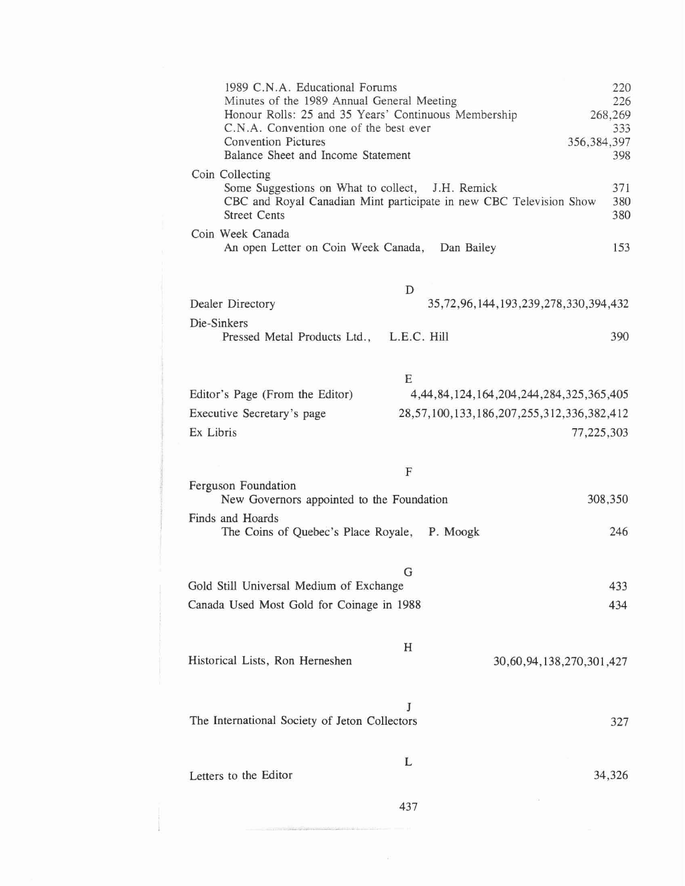1989 C.N.A. Educational Forums 220
Minutes of the 1989 Annual General Meeting 226
Honour Rolls: 25 and 35 Years' Continuous Membership 268,269
C.N.A. Convention one of the best ever 333
Convention Pictures 356,384,397
Balance Sheet and Income Statement 398

Coin Collecting
Some Suggestions on What to collect, J.H. Remick 371
CBC and Royal Canadian Mint participate in new CBC Television Show 380
Street Cents 380

Coin Week Canada
An open Letter on Coin Week Canada, Dan Bailey 153

## D

Dealer Directory 35,72,96,144,193,239,278,330,394,432

Die-Sinkers
Pressed Metal Products Ltd., L.E.C. Hill 390

## E

Editor's Page (From the Editor) 4,44,84,124,164,204,244,284,325,365,405

Executive Secretary's page 28,57,100,133,186,207,255,312,336,382,412

Ex Libris 77,225,303

## F

Ferguson Foundation
New Governors appointed to the Foundation 308,350

Finds and Hoards
The Coins of Quebec's Place Royale, P. Moogk 246

## G

Gold Still Universal Medium of Exchange 433

Canada Used Most Gold for Coinage in 1988 434

## H

Historical Lists, Ron Herneshen 30,60,94,138,270,301,427

## J

The International Society of Jeton Collectors 327

## L

Letters to the Editor 34,326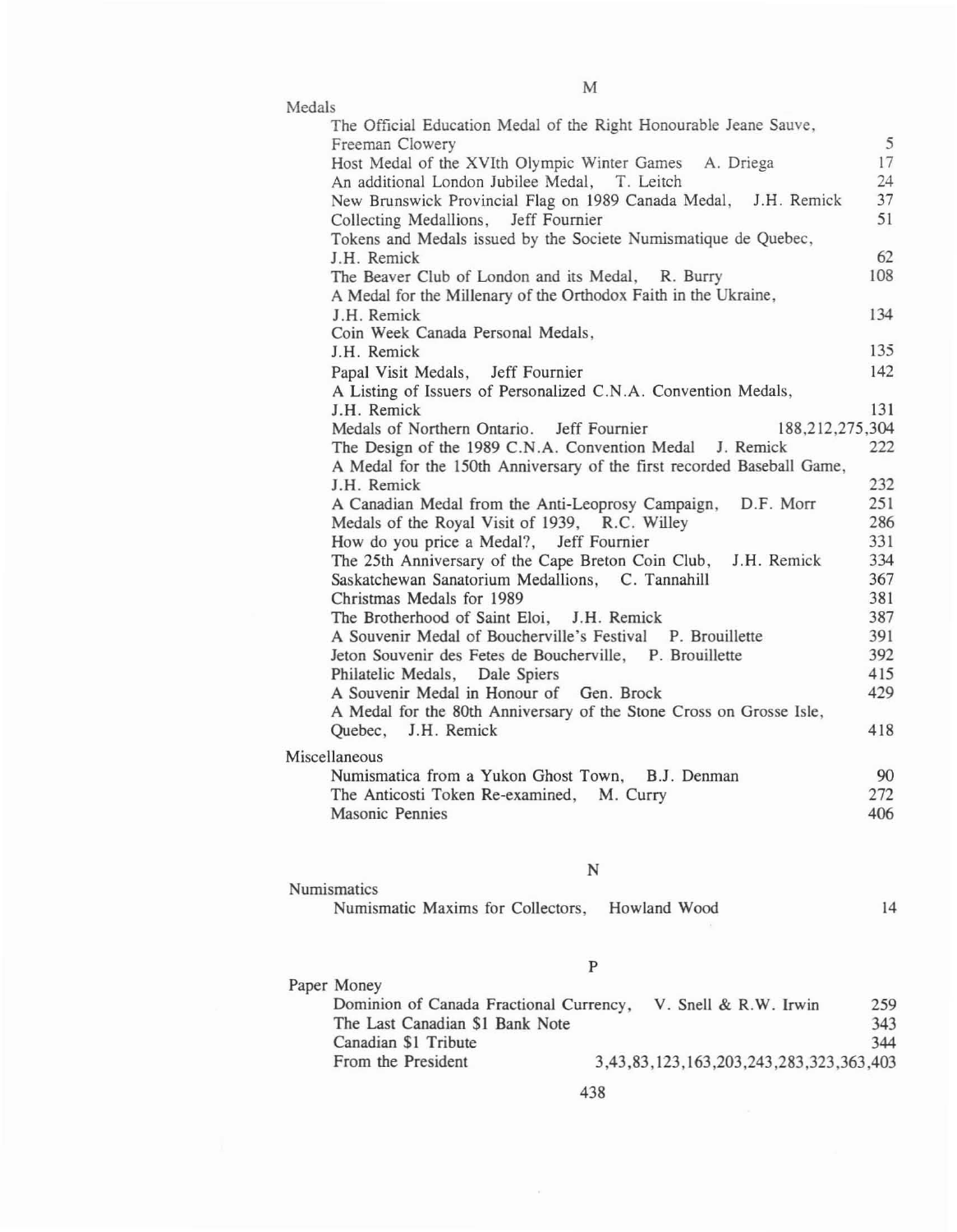## M

**Medals**

- The Official Education Medal of the Right Honourable Jeane Sauve, Freeman Clowery — 5
- Host Medal of the XVIth Olympic Winter Games A. Driega — 17
- An additional London Jubilee Medal, T. Leitch — 24
- New Brunswick Provincial Flag on 1989 Canada Medal, J.H. Remick — 37
- Collecting Medallions, Jeff Fournier — 51
- Tokens and Medals issued by the Societe Numismatique de Quebec, J.H. Remick — 62
- The Beaver Club of London and its Medal, R. Burry — 108
- A Medal for the Millenary of the Orthodox Faith in the Ukraine, J.H. Remick — 134
- Coin Week Canada Personal Medals, J.H. Remick — 135
- Papal Visit Medals, Jeff Fournier — 142
- A Listing of Issuers of Personalized C.N.A. Convention Medals, J.H. Remick — 131
- Medals of Northern Ontario. Jeff Fournier — 188,212,275,304
- The Design of the 1989 C.N.A. Convention Medal J. Remick — 222
- A Medal for the 150th Anniversary of the first recorded Baseball Game, J.H. Remick — 232
- A Canadian Medal from the Anti-Leoprosy Campaign, D.F. Morr — 251
- Medals of the Royal Visit of 1939, R.C. Willey — 286
- How do you price a Medal?, Jeff Fournier — 331
- The 25th Anniversary of the Cape Breton Coin Club, J.H. Remick — 334
- Saskatchewan Sanatorium Medallions, C. Tannahill — 367
- Christmas Medals for 1989 — 381
- The Brotherhood of Saint Eloi, J.H. Remick — 387
- A Souvenir Medal of Boucherville's Festival P. Brouillette — 391
- Jeton Souvenir des Fetes de Boucherville, P. Brouillette — 392
- Philatelic Medals, Dale Spiers — 415
- A Souvenir Medal in Honour of Gen. Brock — 429
- A Medal for the 80th Anniversary of the Stone Cross on Grosse Isle, Quebec, J.H. Remick — 418

**Miscellaneous**

- Numismatica from a Yukon Ghost Town, B.J. Denman — 90
- The Anticosti Token Re-examined, M. Curry — 272
- Masonic Pennies — 406

## N

**Numismatics**

- Numismatic Maxims for Collectors, Howland Wood — 14

## P

**Paper Money**

- Dominion of Canada Fractional Currency, V. Snell & R.W. Irwin — 259
- The Last Canadian $1 Bank Note — 343
- Canadian $1 Tribute — 344
- From the President — 3,43,83,123,163,203,243,283,323,363,403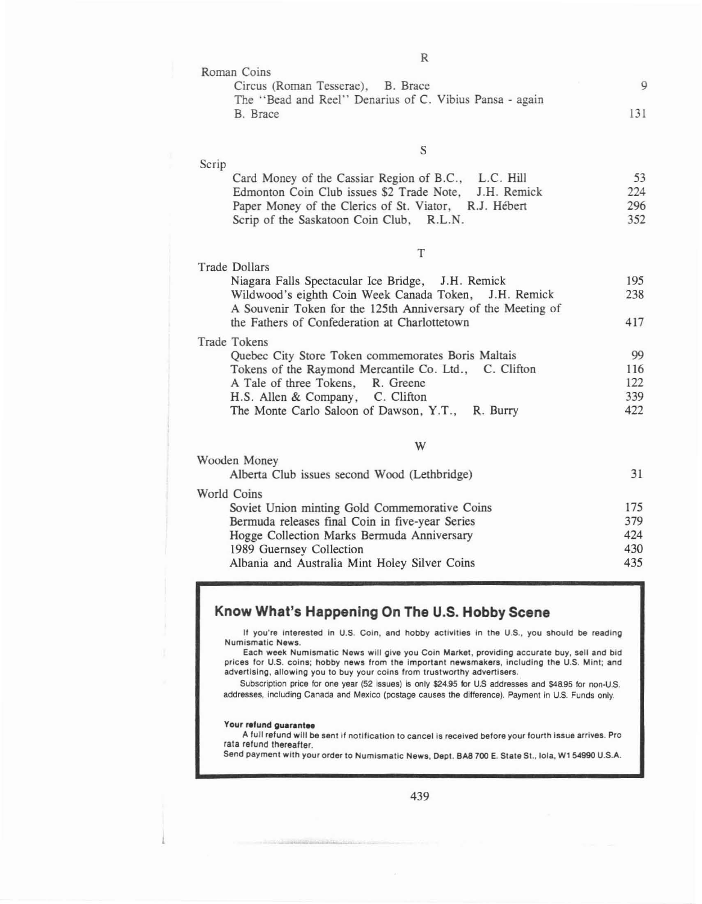## R

Roman Coins

- Circus (Roman Tesserae), B. Brace — 9
- The "Bead and Reel" Denarius of C. Vibius Pansa - again B. Brace — 131

## S

Scrip

- Card Money of the Cassiar Region of B.C., L.C. Hill — 53
- Edmonton Coin Club issues $2 Trade Note, J.H. Remick — 224
- Paper Money of the Clerics of St. Viator, R.J. Hébert — 296
- Scrip of the Saskatoon Coin Club, R.L.N. — 352

## T

Trade Dollars

- Niagara Falls Spectacular Ice Bridge, J.H. Remick — 195
- Wildwood's eighth Coin Week Canada Token, J.H. Remick — 238
- A Souvenir Token for the 125th Anniversary of the Meeting of the Fathers of Confederation at Charlottetown — 417

Trade Tokens

- Quebec City Store Token commemorates Boris Maltais — 99
- Tokens of the Raymond Mercantile Co. Ltd., C. Clifton — 116
- A Tale of three Tokens, R. Greene — 122
- H.S. Allen & Company, C. Clifton — 339
- The Monte Carlo Saloon of Dawson, Y.T., R. Burry — 422

## W

Wooden Money

- Alberta Club issues second Wood (Lethbridge) — 31

World Coins

- Soviet Union minting Gold Commemorative Coins — 175
- Bermuda releases final Coin in five-year Series — 379
- Hogge Collection Marks Bermuda Anniversary — 424
- 1989 Guernsey Collection — 430
- Albania and Australia Mint Holey Silver Coins — 435

---

## Know What's Happening On The U.S. Hobby Scene

If you're interested in U.S. Coin, and hobby activities in the U.S., you should be reading Numismatic News.

Each week Numismatic News will give you Coin Market, providing accurate buy, sell and bid prices for U.S. coins; hobby news from the important newsmakers, including the U.S. Mint; and advertising, allowing you to buy your coins from trustworthy advertisers.

Subscription price for one year (52 issues) is only $24.95 for U.S addresses and $48.95 for non-U.S. addresses, including Canada and Mexico (postage causes the difference). Payment in U.S. Funds only.

**Your refund guarantee**

A full refund will be sent if notification to cancel is received before your fourth issue arrives. Pro rata refund thereafter.

Send payment with your order to Numismatic News, Dept. BA8 700 E. State St., Iola, WI 54990 U.S.A.